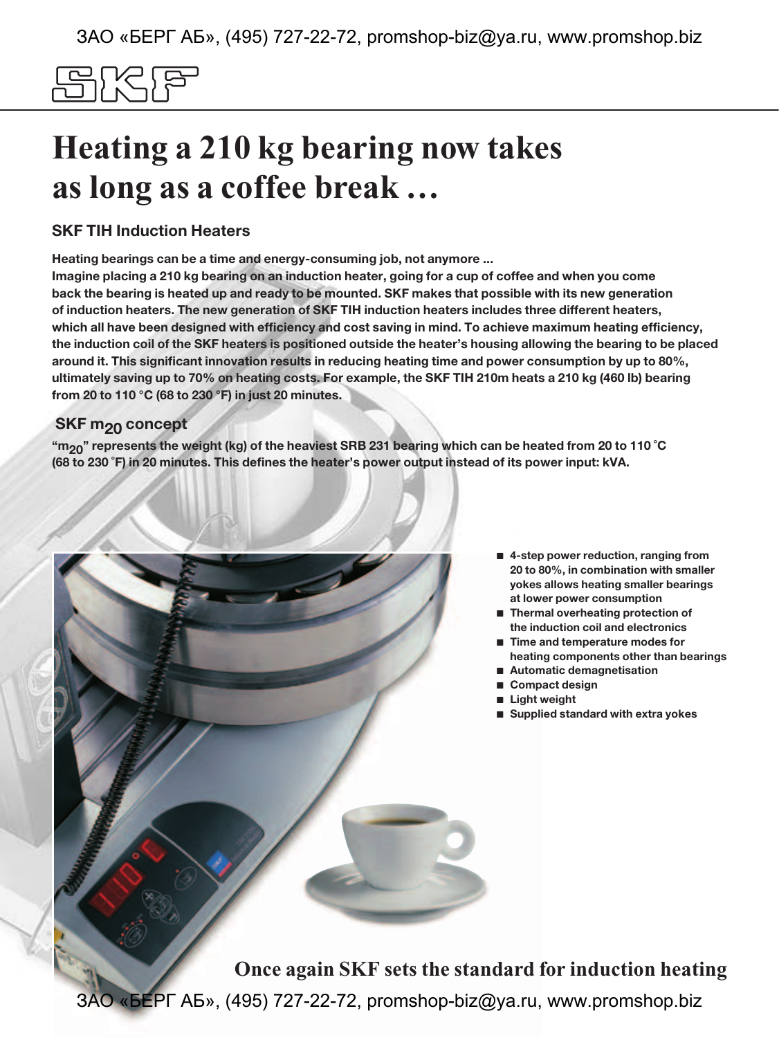SKF

# Heating a 210 kg bearing now takes as long as a coffee break …

## SKF TIH Induction Heaters

**Heating bearings can be a time and energy-consuming job, not anymore ...**
**Imagine placing a 210 kg bearing on an induction heater, going for a cup of coffee and when you come back the bearing is heated up and ready to be mounted. SKF makes that possible with its new generation of induction heaters. The new generation of SKF TIH induction heaters includes three different heaters, which all have been designed with efficiency and cost saving in mind. To achieve maximum heating efficiency, the induction coil of the SKF heaters is positioned outside the heater's housing allowing the bearing to be placed around it. This significant innovation results in reducing heating time and power consumption by up to 80%, ultimately saving up to 70% on heating costs. For example, the SKF TIH 210m heats a 210 kg (460 lb) bearing from 20 to 110 °C (68 to 230 °F) in just 20 minutes.**

## SKF $m_{20}$ concept

**"$m_{20}$" represents the weight (kg) of the heaviest SRB 231 bearing which can be heated from 20 to 110 °C (68 to 230 °F) in 20 minutes. This defines the heater's power output instead of its power input: kVA.**

- **4-step power reduction, ranging from 20 to 80%, in combination with smaller yokes allows heating smaller bearings at lower power consumption**
- **Thermal overheating protection of the induction coil and electronics**
- **Time and temperature modes for heating components other than bearings**
- **Automatic demagnetisation**
- **Compact design**
- **Light weight**
- **Supplied standard with extra yokes**

**Once again SKF sets the standard for induction heating**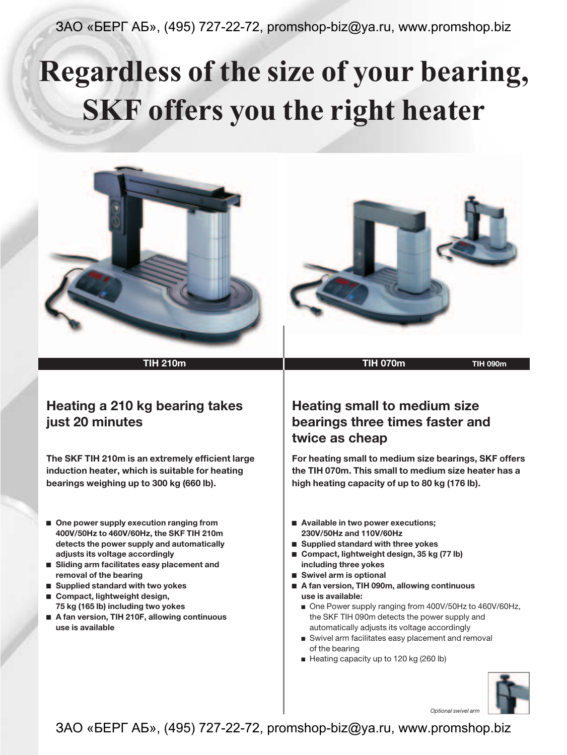# Regardless of the size of your bearing, SKF offers you the right heater

**TIH 210m**

## Heating a 210 kg bearing takes just 20 minutes

**The SKF TIH 210m is an extremely efficient large induction heater, which is suitable for heating bearings weighing up to 300 kg (660 lb).**

- **One power supply execution ranging from 400V/50Hz to 460V/60Hz, the SKF TIH 210m detects the power supply and automatically adjusts its voltage accordingly**
- **Sliding arm facilitates easy placement and removal of the bearing**
- **Supplied standard with two yokes**
- **Compact, lightweight design, 75 kg (165 lb) including two yokes**
- **A fan version, TIH 210F, allowing continuous use is available**

**TIH 070m** **TIH 090m**

## Heating small to medium size bearings three times faster and twice as cheap

**For heating small to medium size bearings, SKF offers the TIH 070m. This small to medium size heater has a high heating capacity of up to 80 kg (176 lb).**

- **Available in two power executions; 230V/50Hz and 110V/60Hz**
- **Supplied standard with three yokes**
- **Compact, lightweight design, 35 kg (77 lb) including three yokes**
- **Swivel arm is optional**
- **A fan version, TIH 090m, allowing continuous use is available:**
  - One Power supply ranging from 400V/50Hz to 460V/60Hz, the SKF TIH 090m detects the power supply and automatically adjusts its voltage accordingly
  - Swivel arm facilitates easy placement and removal of the bearing
  - Heating capacity up to 120 kg (260 lb)

*Optional swivel arm*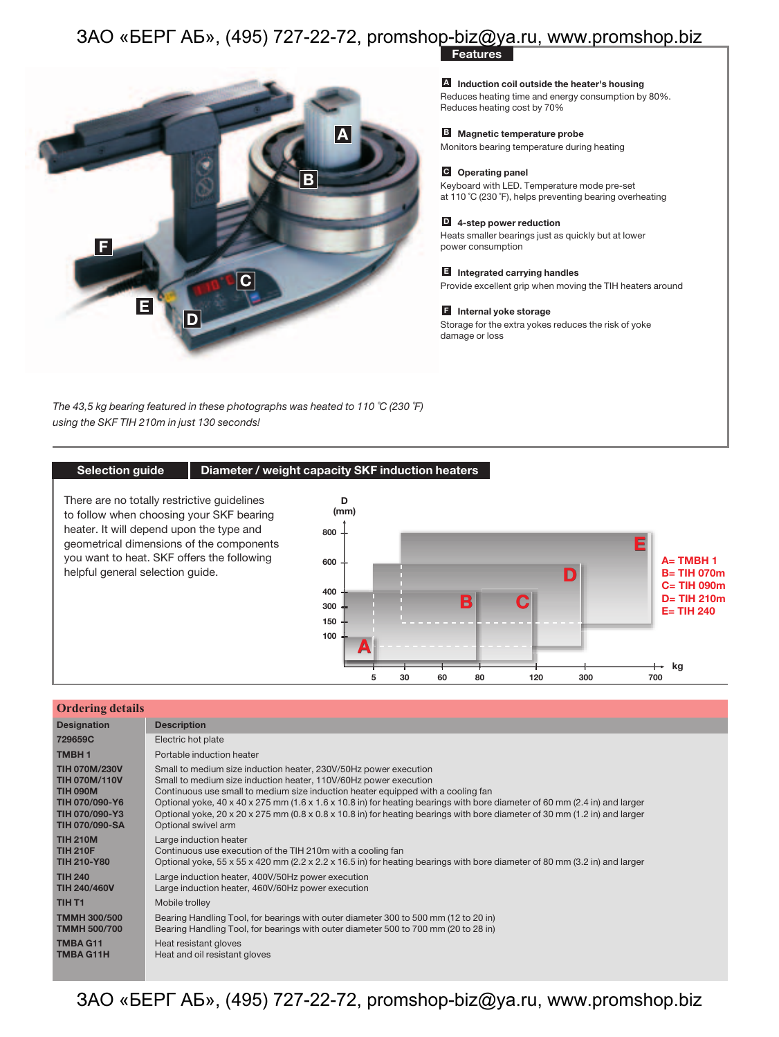## Features

**A Induction coil outside the heater's housing**
Reduces heating time and energy consumption by 80%. Reduces heating cost by 70%

**B Magnetic temperature probe**
Monitors bearing temperature during heating

**C Operating panel**
Keyboard with LED. Temperature mode pre-set at 110 °C (230 °F), helps preventing bearing overheating

**D 4-step power reduction**
Heats smaller bearings just as quickly but at lower power consumption

**E Integrated carrying handles**
Provide excellent grip when moving the TIH heaters around

**F Internal yoke storage**
Storage for the extra yokes reduces the risk of yoke damage or loss

*The 43,5 kg bearing featured in these photographs was heated to 110 °C (230 °F) using the SKF TIH 210m in just 130 seconds!*

## Selection guide

### Diameter / weight capacity SKF induction heaters

There are no totally restrictive guidelines to follow when choosing your SKF bearing heater. It will depend upon the type and geometrical dimensions of the components you want to heat. SKF offers the following helpful general selection guide.

A= TMBH 1
B= TIH 070m
C= TIH 090m
D= TIH 210m
E= TIH 240

## Ordering details

| Designation | Description |
|---|---|
| 729659C | Electric hot plate |
| TMBH 1 | Portable induction heater |
| TIH 070M/230V | Small to medium size induction heater, 230V/50Hz power execution |
| TIH 070M/110V | Small to medium size induction heater, 110V/60Hz power execution |
| TIH 090M | Continuous use small to medium size induction heater equipped with a cooling fan |
| TIH 070/090-Y6 | Optional yoke, 40 x 40 x 275 mm (1.6 x 1.6 x 10.8 in) for heating bearings with bore diameter of 60 mm (2.4 in) and larger |
| TIH 070/090-Y3 | Optional yoke, 20 x 20 x 275 mm (0.8 x 0.8 x 10.8 in) for heating bearings with bore diameter of 30 mm (1.2 in) and larger |
| TIH 070/090-SA | Optional swivel arm |
| TIH 210M | Large induction heater |
| TIH 210F | Continuous use execution of the TIH 210m with a cooling fan |
| TIH 210-Y80 | Optional yoke, 55 x 55 x 420 mm (2.2 x 2.2 x 16.5 in) for heating bearings with bore diameter of 80 mm (3.2 in) and larger |
| TIH 240 | Large induction heater, 400V/50Hz power execution |
| TIH 240/460V | Large induction heater, 460V/60Hz power execution |
| TIH T1 | Mobile trolley |
| TMMH 300/500 | Bearing Handling Tool, for bearings with outer diameter 300 to 500 mm (12 to 20 in) |
| TMMH 500/700 | Bearing Handling Tool, for bearings with outer diameter 500 to 700 mm (20 to 28 in) |
| TMBA G11 | Heat resistant gloves |
| TMBA G11H | Heat and oil resistant gloves |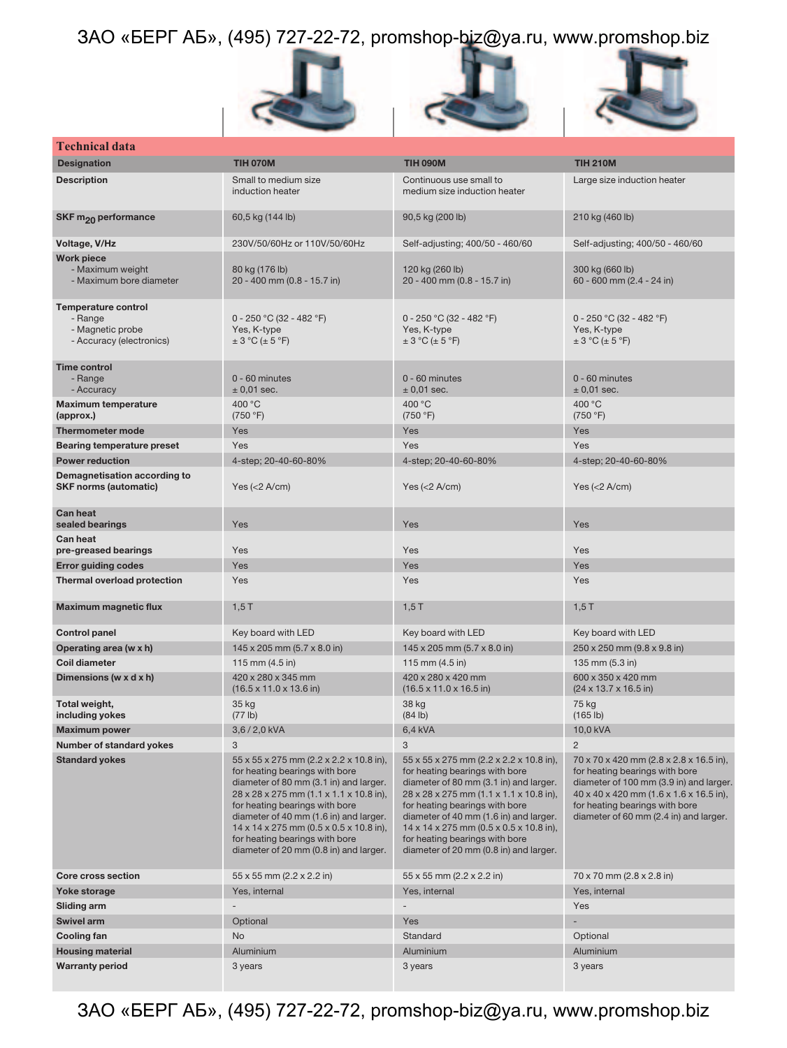## Technical data

| Designation | TIH 070M | TIH 090M | TIH 210M |
|---|---|---|---|
| Description | Small to medium size induction heater | Continuous use small to medium size induction heater | Large size induction heater |
| SKF $m_{20}$ performance | 60,5 kg (144 lb) | 90,5 kg (200 lb) | 210 kg (460 lb) |
| Voltage, V/Hz | 230V/50/60Hz or 110V/50/60Hz | Self-adjusting; 400/50 - 460/60 | Self-adjusting; 400/50 - 460/60 |
| Work piece<br>- Maximum weight<br>- Maximum bore diameter | <br>80 kg (176 lb)<br>20 - 400 mm (0.8 - 15.7 in) | <br>120 kg (260 lb)<br>20 - 400 mm (0.8 - 15.7 in) | <br>300 kg (660 lb)<br>60 - 600 mm (2.4 - 24 in) |
| Temperature control<br>- Range<br>- Magnetic probe<br>- Accuracy (electronics) | <br>0 - 250 °C (32 - 482 °F)<br>Yes, K-type<br>± 3 °C (± 5 °F) | <br>0 - 250 °C (32 - 482 °F)<br>Yes, K-type<br>± 3 °C (± 5 °F) | <br>0 - 250 °C (32 - 482 °F)<br>Yes, K-type<br>± 3 °C (± 5 °F) |
| Time control<br>- Range<br>- Accuracy | <br>0 - 60 minutes<br>± 0,01 sec. | <br>0 - 60 minutes<br>± 0,01 sec. | <br>0 - 60 minutes<br>± 0,01 sec. |
| Maximum temperature (approx.) | 400 °C (750 °F) | 400 °C (750 °F) | 400 °C (750 °F) |
| Thermometer mode | Yes | Yes | Yes |
| Bearing temperature preset | Yes | Yes | Yes |
| Power reduction | 4-step; 20-40-60-80% | 4-step; 20-40-60-80% | 4-step; 20-40-60-80% |
| Demagnetisation according to SKF norms (automatic) | Yes (<2 A/cm) | Yes (<2 A/cm) | Yes (<2 A/cm) |
| Can heat sealed bearings | Yes | Yes | Yes |
| Can heat pre-greased bearings | Yes | Yes | Yes |
| Error guiding codes | Yes | Yes | Yes |
| Thermal overload protection | Yes | Yes | Yes |
| Maximum magnetic flux | 1,5 T | 1,5 T | 1,5 T |
| Control panel | Key board with LED | Key board with LED | Key board with LED |
| Operating area (w x h) | 145 x 205 mm (5.7 x 8.0 in) | 145 x 205 mm (5.7 x 8.0 in) | 250 x 250 mm (9.8 x 9.8 in) |
| Coil diameter | 115 mm (4.5 in) | 115 mm (4.5 in) | 135 mm (5.3 in) |
| Dimensions (w x d x h) | 420 x 280 x 345 mm (16.5 x 11.0 x 13.6 in) | 420 x 280 x 420 mm (16.5 x 11.0 x 16.5 in) | 600 x 350 x 420 mm (24 x 13.7 x 16.5 in) |
| Total weight, including yokes | 35 kg (77 lb) | 38 kg (84 lb) | 75 kg (165 lb) |
| Maximum power | 3,6 / 2,0 kVA | 6,4 kVA | 10,0 kVA |
| Number of standard yokes | 3 | 3 | 2 |
| Standard yokes | 55 x 55 x 275 mm (2.2 x 2.2 x 10.8 in), for heating bearings with bore diameter of 80 mm (3.1 in) and larger. 28 x 28 x 275 mm (1.1 x 1.1 x 10.8 in), for heating bearings with bore diameter of 40 mm (1.6 in) and larger. 14 x 14 x 275 mm (0.5 x 0.5 x 10.8 in), for heating bearings with bore diameter of 20 mm (0.8 in) and larger. | 55 x 55 x 275 mm (2.2 x 2.2 x 10.8 in), for heating bearings with bore diameter of 80 mm (3.1 in) and larger. 28 x 28 x 275 mm (1.1 x 1.1 x 10.8 in), for heating bearings with bore diameter of 40 mm (1.6 in) and larger. 14 x 14 x 275 mm (0.5 x 0.5 x 10.8 in), for heating bearings with bore diameter of 20 mm (0.8 in) and larger. | 70 x 70 x 420 mm (2.8 x 2.8 x 16.5 in), for heating bearings with bore diameter of 100 mm (3.9 in) and larger. 40 x 40 x 420 mm (1.6 x 1.6 x 16.5 in), for heating bearings with bore diameter of 60 mm (2.4 in) and larger. |
| Core cross section | 55 x 55 mm (2.2 x 2.2 in) | 55 x 55 mm (2.2 x 2.2 in) | 70 x 70 mm (2.8 x 2.8 in) |
| Yoke storage | Yes, internal | Yes, internal | Yes, internal |
| Sliding arm | - | - | Yes |
| Swivel arm | Optional | Yes | - |
| Cooling fan | No | Standard | Optional |
| Housing material | Aluminium | Aluminium | Aluminium |
| Warranty period | 3 years | 3 years | 3 years |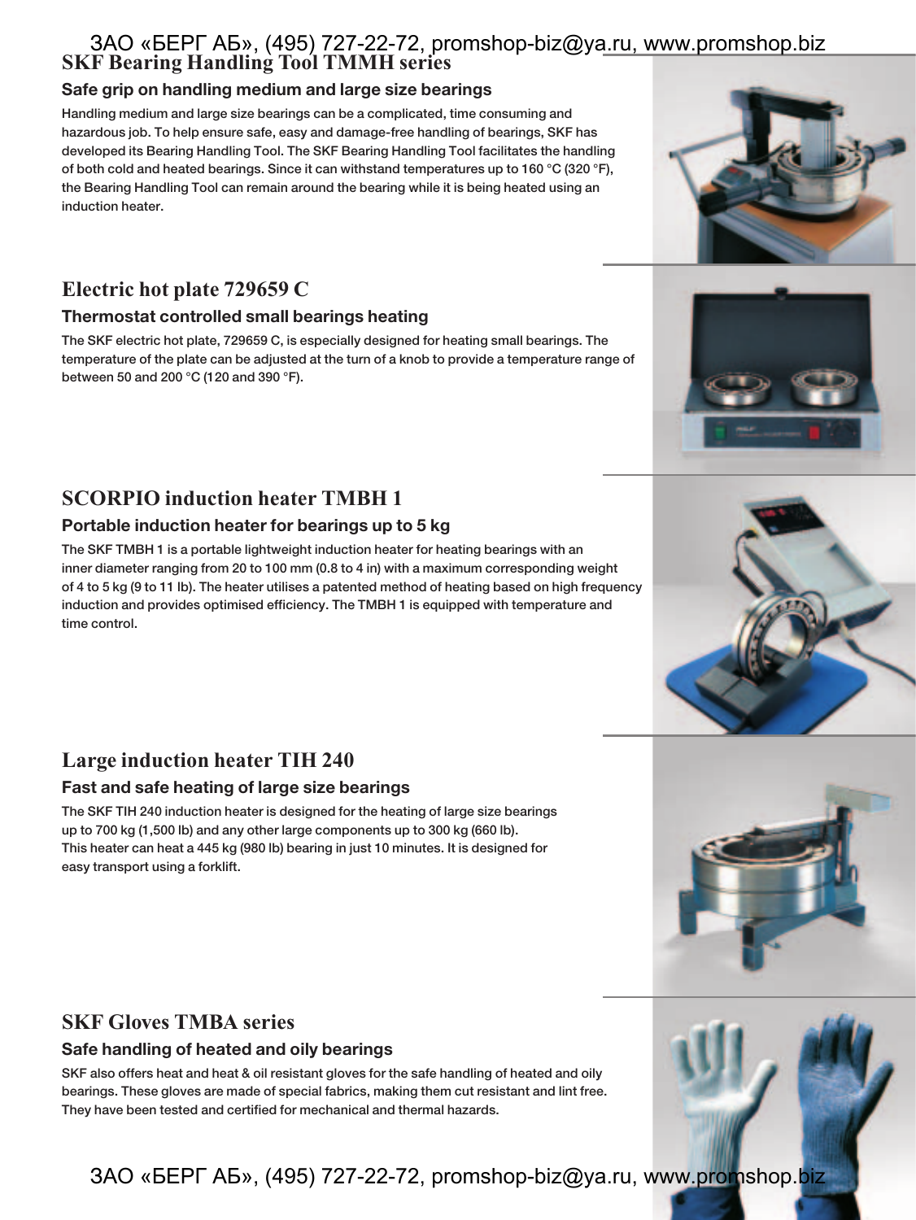## SKF Bearing Handling Tool TMMH series

### Safe grip on handling medium and large size bearings

Handling medium and large size bearings can be a complicated, time consuming and hazardous job. To help ensure safe, easy and damage-free handling of bearings, SKF has developed its Bearing Handling Tool. The SKF Bearing Handling Tool facilitates the handling of both cold and heated bearings. Since it can withstand temperatures up to 160 °C (320 °F), the Bearing Handling Tool can remain around the bearing while it is being heated using an induction heater.

## Electric hot plate 729659 C

### Thermostat controlled small bearings heating

The SKF electric hot plate, 729659 C, is especially designed for heating small bearings. The temperature of the plate can be adjusted at the turn of a knob to provide a temperature range of between 50 and 200 °C (120 and 390 °F).

## SCORPIO induction heater TMBH 1

### Portable induction heater for bearings up to 5 kg

The SKF TMBH 1 is a portable lightweight induction heater for heating bearings with an inner diameter ranging from 20 to 100 mm (0.8 to 4 in) with a maximum corresponding weight of 4 to 5 kg (9 to 11 lb). The heater utilises a patented method of heating based on high frequency induction and provides optimised efficiency. The TMBH 1 is equipped with temperature and time control.

## Large induction heater TIH 240

### Fast and safe heating of large size bearings

The SKF TIH 240 induction heater is designed for the heating of large size bearings up to 700 kg (1,500 lb) and any other large components up to 300 kg (660 lb). This heater can heat a 445 kg (980 lb) bearing in just 10 minutes. It is designed for easy transport using a forklift.

## SKF Gloves TMBA series

### Safe handling of heated and oily bearings

SKF also offers heat and heat & oil resistant gloves for the safe handling of heated and oily bearings. These gloves are made of special fabrics, making them cut resistant and lint free. They have been tested and certified for mechanical and thermal hazards.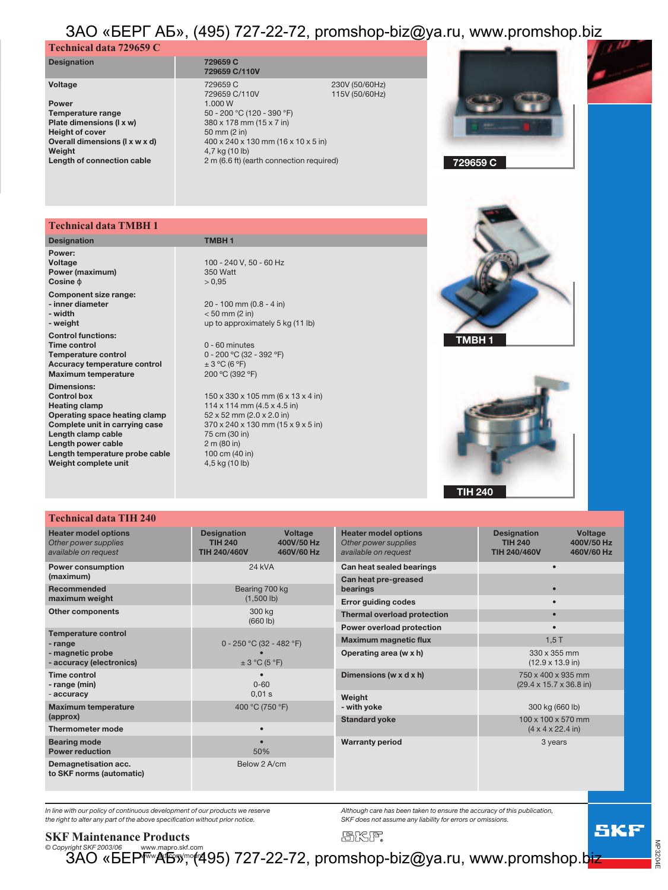## Technical data 729659 C

| Designation | 729659 C<br>729659 C/110V | |
|---|---|---|
| Voltage | 729659 C<br>729659 C/110V | 230V (50/60Hz)<br>115V (50/60Hz) |
| Power | 1.000 W | |
| Temperature range | 50 - 200 °C (120 - 390 °F) | |
| Plate dimensions (l x w) | 380 x 178 mm (15 x 7 in) | |
| Height of cover | 50 mm (2 in) | |
| Overall dimensions (l x w x d) | 400 x 240 x 130 mm (16 x 10 x 5 in) | |
| Weight | 4,7 kg (10 lb) | |
| Length of connection cable | 2 m (6.6 ft) (earth connection required) | |

729659 C

## Technical data TMBH 1

| Designation | TMBH 1 |
|---|---|
| **Power:** | |
| Voltage | 100 - 240 V, 50 - 60 Hz |
| Power (maximum) | 350 Watt |
| Cosine ϕ | > 0,95 |
| **Component size range:** | |
| - inner diameter | 20 - 100 mm (0.8 - 4 in) |
| - width | < 50 mm (2 in) |
| - weight | up to approximately 5 kg (11 lb) |
| **Control functions:** | |
| Time control | 0 - 60 minutes |
| Temperature control | 0 - 200 °C (32 - 392 °F) |
| Accuracy temperature control | ± 3 °C (6 °F) |
| Maximum temperature | 200 °C (392 °F) |
| **Dimensions:** | |
| Control box | 150 x 330 x 105 mm (6 x 13 x 4 in) |
| Heating clamp | 114 x 114 mm (4.5 x 4.5 in) |
| Operating space heating clamp | 52 x 52 mm (2.0 x 2.0 in) |
| Complete unit in carrying case | 370 x 240 x 130 mm (15 x 9 x 5 in) |
| Length clamp cable | 75 cm (30 in) |
| Length power cable | 2 m (80 in) |
| Length temperature probe cable | 100 cm (40 in) |
| Weight complete unit | 4,5 kg (10 lb) |

TMBH 1

TIH 240

## Technical data TIH 240

| Heater model options<br>*Other power supplies available on request* | Designation<br>TIH 240<br>TIH 240/460V | Voltage<br>400V/50 Hz<br>460V/60 Hz |
|---|---|---|
| Power consumption (maximum) | 24 kVA | |
| Recommended maximum weight | Bearing 700 kg (1,500 lb) | |
| Other components | 300 kg (660 lb) | |
| Temperature control<br>- range<br>- magnetic probe<br>- accuracy (electronics) | 0 - 250 °C (32 - 482 °F)<br>•<br>± 3 °C (5 °F) | |
| Time control<br>- range (min)<br>- accuracy | •<br>0-60<br>0,01 s | |
| Maximum temperature (approx) | 400 °C (750 °F) | |
| Thermometer mode | • | |
| Bearing mode<br>Power reduction | •<br>50% | |
| Demagnetisation acc. to SKF norms (automatic) | Below 2 A/cm | |

| Heater model options<br>*Other power supplies available on request* | Designation<br>TIH 240<br>TIH 240/460V | Voltage<br>400V/50 Hz<br>460V/60 Hz |
|---|---|---|
| Can heat sealed bearings | • | |
| Can heat pre-greased bearings | • | |
| Error guiding codes | • | |
| Thermal overload protection | • | |
| Power overload protection | • | |
| Maximum magnetic flux | 1,5 T | |
| Operating area (w x h) | 330 x 355 mm (12.9 x 13.9 in) | |
| Dimensions (w x d x h) | 750 x 400 x 935 mm (29.4 x 15.7 x 36.8 in) | |
| Weight<br>- with yoke | 300 kg (660 lb) | |
| Standard yoke | 100 x 100 x 570 mm (4 x 4 x 22.4 in) | |
| Warranty period | 3 years | |

*In line with our policy of continuous development of our products we reserve the right to alter any part of the above specification without prior notice.*

*Although care has been taken to ensure the accuracy of this publication, SKF does not assume any liability for errors or omissions.*

**SKF Maintenance Products**

© Copyright SKF 2003/06 www.mapro.skf.com www.skf.com/mount

SKF

MP3204E